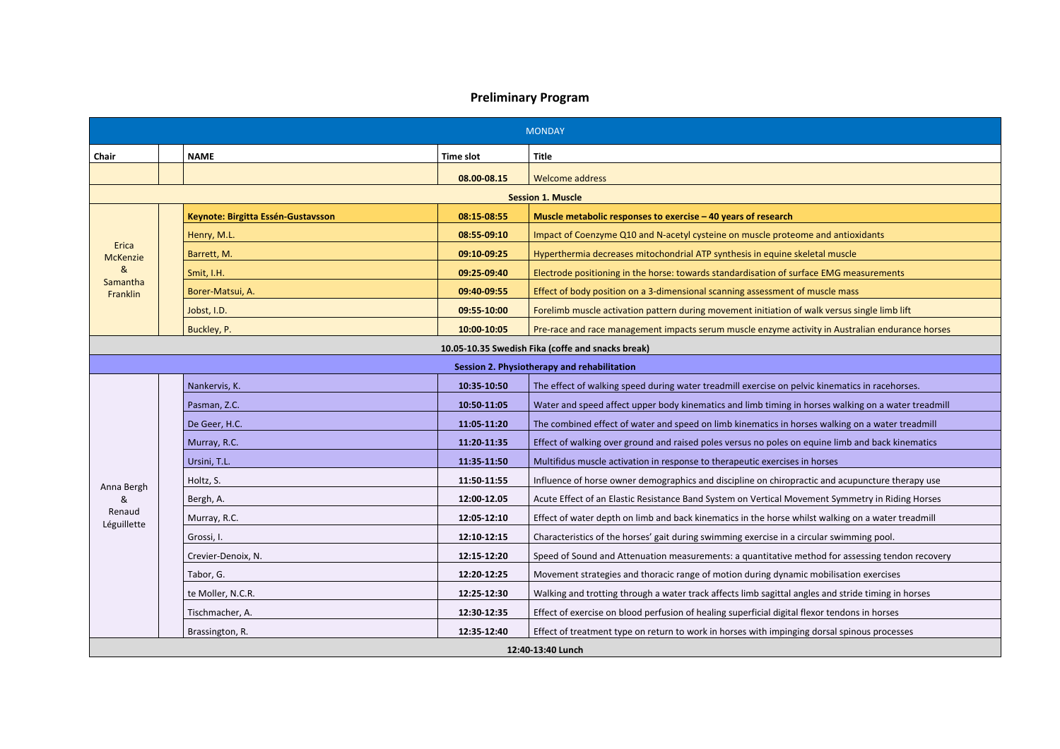## Preliminary Program

| MONDAY | | | | |
|---|---|---|---|---|
| **Chair** | | **NAME** | **Time slot** | **Title** |
| | | | **08.00-08.15** | Welcome address |
| | | | | **Session 1. Muscle** |
| Erica McKenzie & Samantha Franklin | | **Keynote: Birgitta Essén-Gustavsson** | **08:15-08:55** | **Muscle metabolic responses to exercise – 40 years of research** |
| | | Henry, M.L. | **08:55-09:10** | Impact of Coenzyme Q10 and N-acetyl cysteine on muscle proteome and antioxidants |
| | | Barrett, M. | **09:10-09:25** | Hyperthermia decreases mitochondrial ATP synthesis in equine skeletal muscle |
| | | Smit, I.H. | **09:25-09:40** | Electrode positioning in the horse: towards standardisation of surface EMG measurements |
| | | Borer-Matsui, A. | **09:40-09:55** | Effect of body position on a 3-dimensional scanning assessment of muscle mass |
| | | Jobst, I.D. | **09:55-10:00** | Forelimb muscle activation pattern during movement initiation of walk versus single limb lift |
| | | Buckley, P. | **10:00-10:05** | Pre-race and race management impacts serum muscle enzyme activity in Australian endurance horses |
| | | | | **10.05-10.35 Swedish Fika (coffe and snacks break)** |
| | | | | **Session 2. Physiotherapy and rehabilitation** |
| Anna Bergh & Renaud Léguillette | | Nankervis, K. | **10:35-10:50** | The effect of walking speed during water treadmill exercise on pelvic kinematics in racehorses. |
| | | Pasman, Z.C. | **10:50-11:05** | Water and speed affect upper body kinematics and limb timing in horses walking on a water treadmill |
| | | De Geer, H.C. | **11:05-11:20** | The combined effect of water and speed on limb kinematics in horses walking on a water treadmill |
| | | Murray, R.C. | **11:20-11:35** | Effect of walking over ground and raised poles versus no poles on equine limb and back kinematics |
| | | Ursini, T.L. | **11:35-11:50** | Multifidus muscle activation in response to therapeutic exercises in horses |
| | | Holtz, S. | **11:50-11:55** | Influence of horse owner demographics and discipline on chiropractic and acupuncture therapy use |
| | | Bergh, A. | **12:00-12.05** | Acute Effect of an Elastic Resistance Band System on Vertical Movement Symmetry in Riding Horses |
| | | Murray, R.C. | **12:05-12:10** | Effect of water depth on limb and back kinematics in the horse whilst walking on a water treadmill |
| | | Grossi, I. | **12:10-12:15** | Characteristics of the horses' gait during swimming exercise in a circular swimming pool. |
| | | Crevier-Denoix, N. | **12:15-12:20** | Speed of Sound and Attenuation measurements: a quantitative method for assessing tendon recovery |
| | | Tabor, G. | **12:20-12:25** | Movement strategies and thoracic range of motion during dynamic mobilisation exercises |
| | | te Moller, N.C.R. | **12:25-12:30** | Walking and trotting through a water track affects limb sagittal angles and stride timing in horses |
| | | Tischmacher, A. | **12:30-12:35** | Effect of exercise on blood perfusion of healing superficial digital flexor tendons in horses |
| | | Brassington, R. | **12:35-12:40** | Effect of treatment type on return to work in horses with impinging dorsal spinous processes |
| | | | | **12:40-13:40 Lunch** |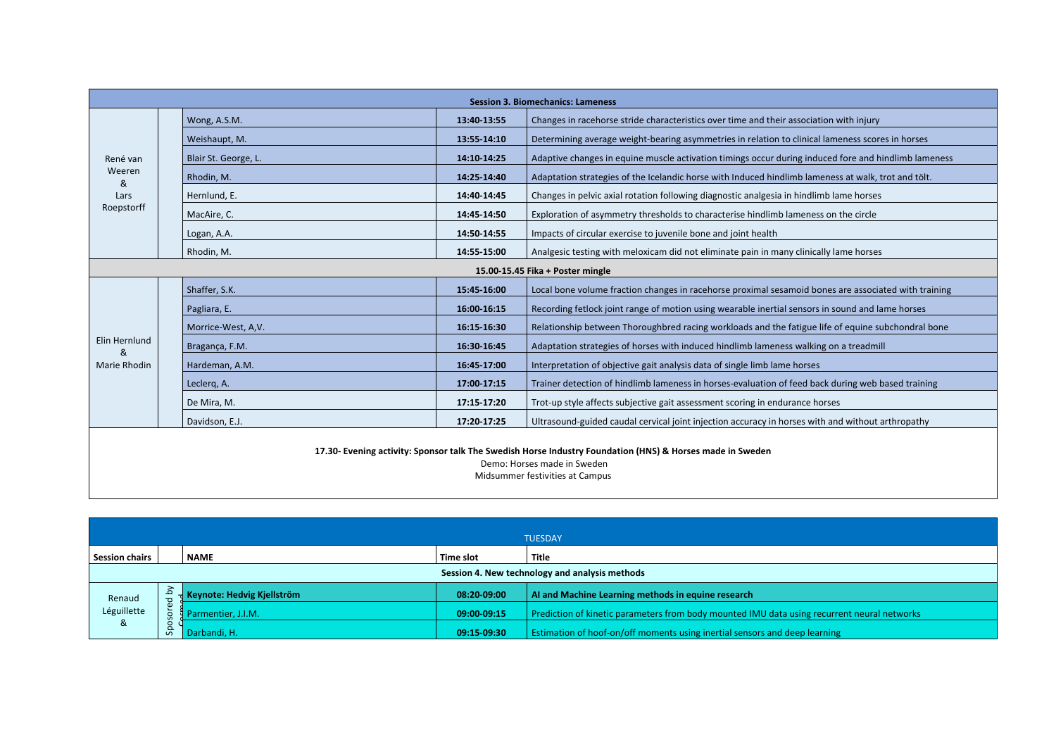| | | | | |
|---|---|---|---|---|
| **Session 3. Biomechanics: Lameness** | | | | |
| René van Weeren & Lars Roepstorff | | Wong, A.S.M. | **13:40-13:55** | Changes in racehorse stride characteristics over time and their association with injury |
| | | Weishaupt, M. | **13:55-14:10** | Determining average weight-bearing asymmetries in relation to clinical lameness scores in horses |
| | | Blair St. George, L. | **14:10-14:25** | Adaptive changes in equine muscle activation timings occur during induced fore and hindlimb lameness |
| | | Rhodin, M. | **14:25-14:40** | Adaptation strategies of the Icelandic horse with Induced hindlimb lameness at walk, trot and tölt. |
| | | Hernlund, E. | **14:40-14:45** | Changes in pelvic axial rotation following diagnostic analgesia in hindlimb lame horses |
| | | MacAire, C. | **14:45-14:50** | Exploration of asymmetry thresholds to characterise hindlimb lameness on the circle |
| | | Logan, A.A. | **14:50-14:55** | Impacts of circular exercise to juvenile bone and joint health |
| | | Rhodin, M. | **14:55-15:00** | Analgesic testing with meloxicam did not eliminate pain in many clinically lame horses |
| **15.00-15.45 Fika + Poster mingle** | | | | |
| Elin Hernlund & Marie Rhodin | | Shaffer, S.K. | **15:45-16:00** | Local bone volume fraction changes in racehorse proximal sesamoid bones are associated with training |
| | | Pagliara, E. | **16:00-16:15** | Recording fetlock joint range of motion using wearable inertial sensors in sound and lame horses |
| | | Morrice-West, A,V. | **16:15-16:30** | Relationship between Thoroughbred racing workloads and the fatigue life of equine subchondral bone |
| | | Bragança, F.M. | **16:30-16:45** | Adaptation strategies of horses with induced hindlimb lameness walking on a treadmill |
| | | Hardeman, A.M. | **16:45-17:00** | Interpretation of objective gait analysis data of single limb lame horses |
| | | Leclerq, A. | **17:00-17:15** | Trainer detection of hindlimb lameness in horses-evaluation of feed back during web based training |
| | | De Mira, M. | **17:15-17:20** | Trot-up style affects subjective gait assessment scoring in endurance horses |
| | | Davidson, E.J. | **17:20-17:25** | Ultrasound-guided caudal cervical joint injection accuracy in horses with and without arthropathy |

**17.30- Evening activity: Sponsor talk The Swedish Horse Industry Foundation (HNS) & Horses made in Sweden**

Demo: Horses made in Sweden

Midsummer festivities at Campus

| | | | | |
|---|---|---|---|---|
| TUESDAY | | | | |
| **Session chairs** | | **NAME** | **Time slot** | **Title** |
| **Session 4. New technology and analysis methods** | | | | |
| Renaud Léguillette & | Sposored by Cosmed | **Keynote: Hedvig Kjellström** | **08:20-09:00** | **AI and Machine Learning methods in equine research** |
| | | Parmentier, J.I.M. | **09:00-09:15** | Prediction of kinetic parameters from body mounted IMU data using recurrent neural networks |
| | | Darbandi, H. | **09:15-09:30** | Estimation of hoof-on/off moments using inertial sensors and deep learning |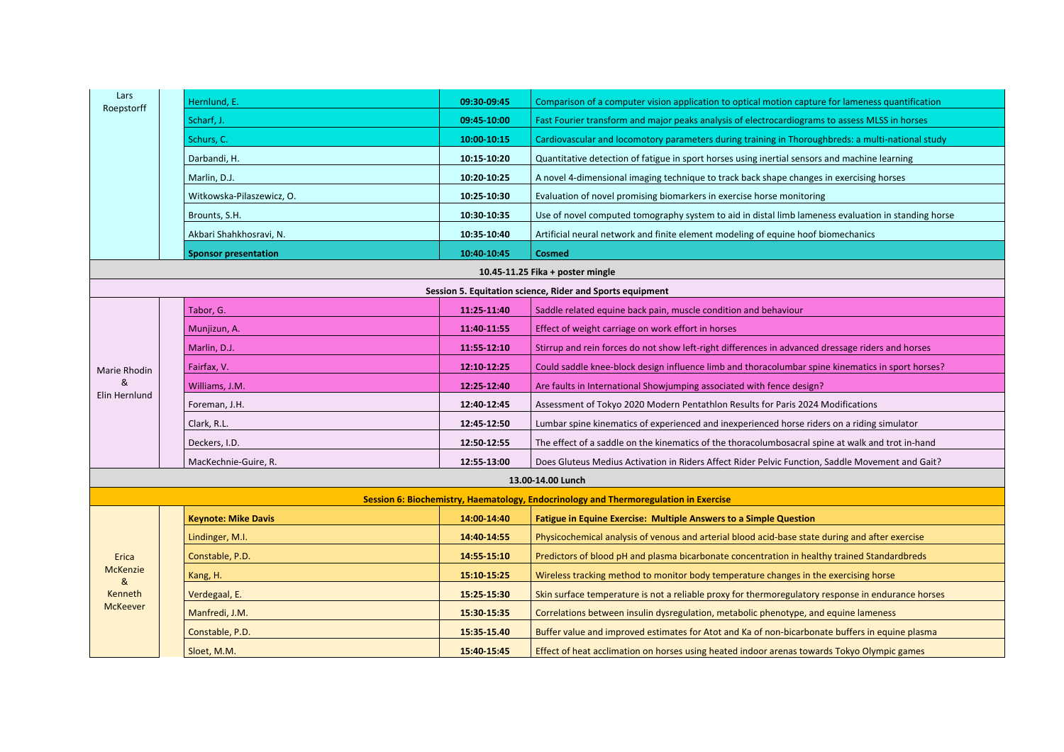| Chair | | Presenter | Time | Title |
|---|---|---|---|---|
| Lars Roepstorff | | Hernlund, E. | **09:30-09:45** | Comparison of a computer vision application to optical motion capture for lameness quantification |
| | | Scharf, J. | **09:45-10:00** | Fast Fourier transform and major peaks analysis of electrocardiograms to assess MLSS in horses |
| | | Schurs, C. | **10:00-10:15** | Cardiovascular and locomotory parameters during training in Thoroughbreds: a multi-national study |
| | | Darbandi, H. | **10:15-10:20** | Quantitative detection of fatigue in sport horses using inertial sensors and machine learning |
| | | Marlin, D.J. | **10:20-10:25** | A novel 4-dimensional imaging technique to track back shape changes in exercising horses |
| | | Witkowska-Pilaszewicz, O. | **10:25-10:30** | Evaluation of novel promising biomarkers in exercise horse monitoring |
| | | Brounts, S.H. | **10:30-10:35** | Use of novel computed tomography system to aid in distal limb lameness evaluation in standing horse |
| | | Akbari Shahkhosravi, N. | **10:35-10:40** | Artificial neural network and finite element modeling of equine hoof biomechanics |
| | | **Sponsor presentation** | **10:40-10:45** | **Cosmed** |
| **10.45-11.25 Fika + poster mingle** | | | | |
| **Session 5. Equitation science, Rider and Sports equipment** | | | | |
| Marie Rhodin & Elin Hernlund | | Tabor, G. | **11:25-11:40** | Saddle related equine back pain, muscle condition and behaviour |
| | | Munjizun, A. | **11:40-11:55** | Effect of weight carriage on work effort in horses |
| | | Marlin, D.J. | **11:55-12:10** | Stirrup and rein forces do not show left-right differences in advanced dressage riders and horses |
| | | Fairfax, V. | **12:10-12:25** | Could saddle knee-block design influence limb and thoracolumbar spine kinematics in sport horses? |
| | | Williams, J.M. | **12:25-12:40** | Are faults in International Showjumping associated with fence design? |
| | | Foreman, J.H. | **12:40-12:45** | Assessment of Tokyo 2020 Modern Pentathlon Results for Paris 2024 Modifications |
| | | Clark, R.L. | **12:45-12:50** | Lumbar spine kinematics of experienced and inexperienced horse riders on a riding simulator |
| | | Deckers, I.D. | **12:50-12:55** | The effect of a saddle on the kinematics of the thoracolumbosacral spine at walk and trot in-hand |
| | | MacKechnie-Guire, R. | **12:55-13:00** | Does Gluteus Medius Activation in Riders Affect Rider Pelvic Function, Saddle Movement and Gait? |
| **13.00-14.00 Lunch** | | | | |
| **Session 6: Biochemistry, Haematology, Endocrinology and Thermoregulation in Exercise** | | | | |
| Erica McKenzie & Kenneth McKeever | | **Keynote: Mike Davis** | **14:00-14:40** | **Fatigue in Equine Exercise: Multiple Answers to a Simple Question** |
| | | Lindinger, M.I. | **14:40-14:55** | Physicochemical analysis of venous and arterial blood acid-base state during and after exercise |
| | | Constable, P.D. | **14:55-15:10** | Predictors of blood pH and plasma bicarbonate concentration in healthy trained Standardbreds |
| | | Kang, H. | **15:10-15:25** | Wireless tracking method to monitor body temperature changes in the exercising horse |
| | | Verdegaal, E. | **15:25-15:30** | Skin surface temperature is not a reliable proxy for thermoregulatory response in endurance horses |
| | | Manfredi, J.M. | **15:30-15:35** | Correlations between insulin dysregulation, metabolic phenotype, and equine lameness |
| | | Constable, P.D. | **15:35-15.40** | Buffer value and improved estimates for Atot and Ka of non-bicarbonate buffers in equine plasma |
| | | Sloet, M.M. | **15:40-15:45** | Effect of heat acclimation on horses using heated indoor arenas towards Tokyo Olympic games |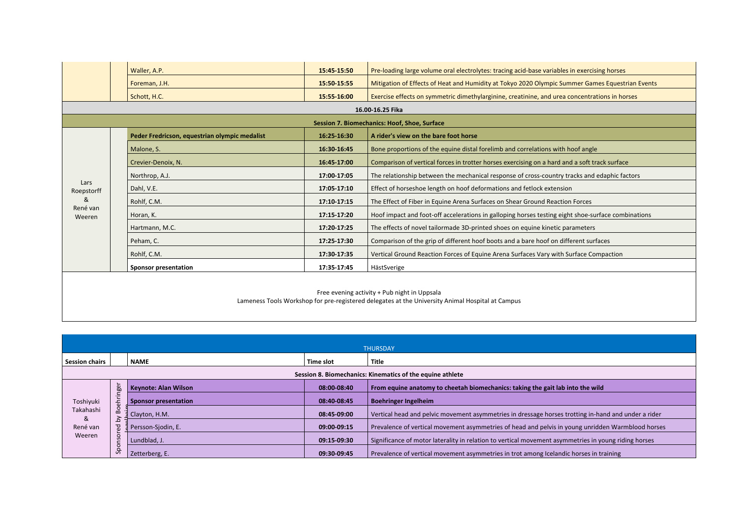| | | | | |
|---|---|---|---|---|
| | | Waller, A.P. | 15:45-15:50 | Pre-loading large volume oral electrolytes: tracing acid-base variables in exercising horses |
| | | Foreman, J.H. | 15:50-15:55 | Mitigation of Effects of Heat and Humidity at Tokyo 2020 Olympic Summer Games Equestrian Events |
| | | Schott, H.C. | 15:55-16:00 | Exercise effects on symmetric dimethylarginine, creatinine, and urea concentrations in horses |
| | | | 16.00-16.25 Fika | |
| | | | Session 7. Biomechanics: Hoof, Shoe, Surface | |
| Lars Roepstorff & René van Weeren | | **Peder Fredricson, equestrian olympic medalist** | **16:25-16:30** | **A rider's view on the bare foot horse** |
| | | Malone, S. | 16:30-16:45 | Bone proportions of the equine distal forelimb and correlations with hoof angle |
| | | Crevier-Denoix, N. | 16:45-17:00 | Comparison of vertical forces in trotter horses exercising on a hard and a soft track surface |
| | | Northrop, A.J. | 17:00-17:05 | The relationship between the mechanical response of cross-country tracks and edaphic factors |
| | | Dahl, V.E. | 17:05-17:10 | Effect of horseshoe length on hoof deformations and fetlock extension |
| | | Rohlf, C.M. | 17:10-17:15 | The Effect of Fiber in Equine Arena Surfaces on Shear Ground Reaction Forces |
| | | Horan, K. | 17:15-17:20 | Hoof impact and foot-off accelerations in galloping horses testing eight shoe-surface combinations |
| | | Hartmann, M.C. | 17:20-17:25 | The effects of novel tailormade 3D-printed shoes on equine kinetic parameters |
| | | Peham, C. | 17:25-17:30 | Comparison of the grip of different hoof boots and a bare hoof on different surfaces |
| | | Rohlf, C.M. | 17:30-17:35 | Vertical Ground Reaction Forces of Equine Arena Surfaces Vary with Surface Compaction |
| | | **Sponsor presentation** | 17:35-17:45 | HästSverige |

Free evening activity + Pub night in Uppsala

Lameness Tools Workshop for pre-registered delegates at the University Animal Hospital at Campus

| THURSDAY | | | | |
|---|---|---|---|---|
| **Session chairs** | | **NAME** | **Time slot** | **Title** |
| | | | Session 8. Biomechanics: Kinematics of the equine athlete | |
| Toshiyuki Takahashi & René van Weeren | Sponsored by Boehringer Ingelheim | **Keynote: Alan Wilson** | **08:00-08:40** | **From equine anatomy to cheetah biomechanics: taking the gait lab into the wild** |
| | | **Sponsor presentation** | **08:40-08:45** | **Boehringer Ingelheim** |
| | | Clayton, H.M. | 08:45-09:00 | Vertical head and pelvic movement asymmetries in dressage horses trotting in-hand and under a rider |
| | | Persson-Sjodin, E. | 09:00-09:15 | Prevalence of vertical movement asymmetries of head and pelvis in young unridden Warmblood horses |
| | | Lundblad, J. | 09:15-09:30 | Significance of motor laterality in relation to vertical movement asymmetries in young riding horses |
| | | Zetterberg, E. | 09:30-09:45 | Prevalence of vertical movement asymmetries in trot among Icelandic horses in training |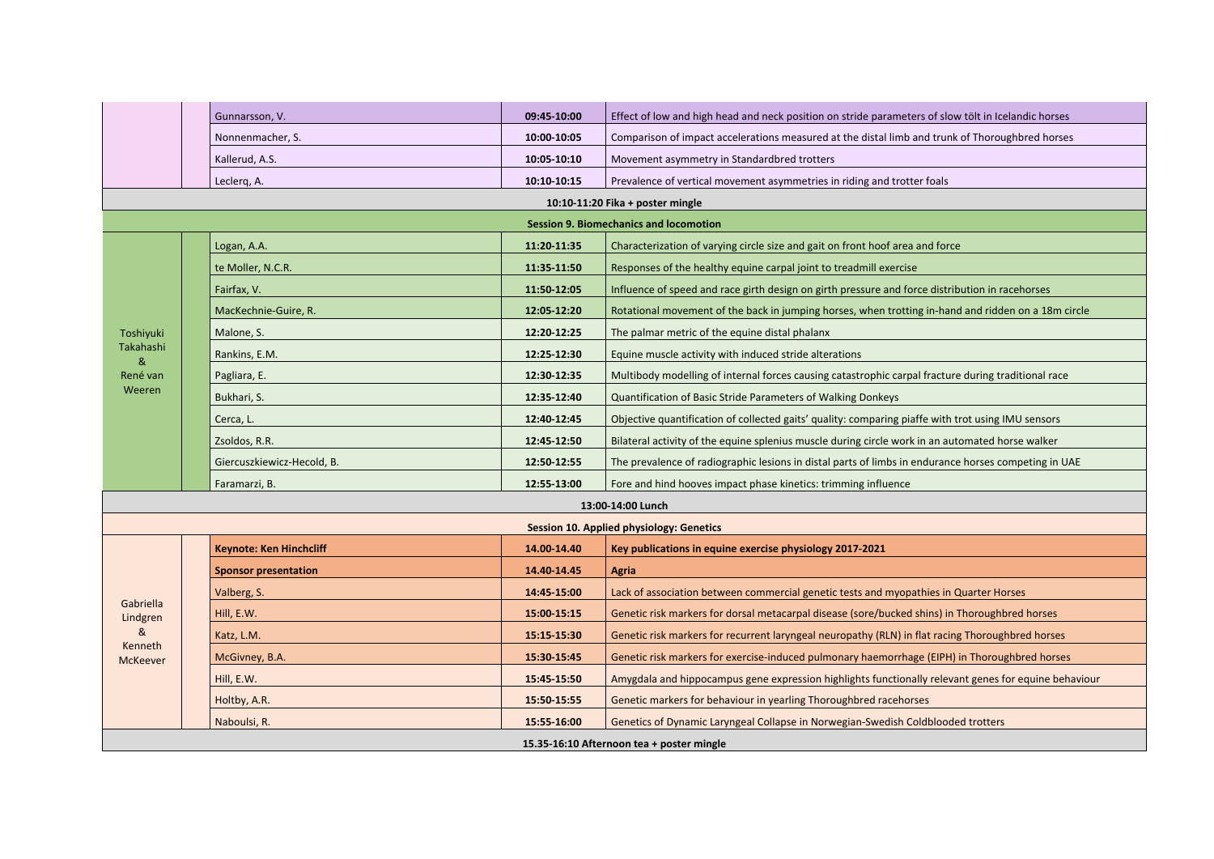| Chair | | Presenter | Time | Title |
|---|---|---|---|---|
| | | Gunnarsson, V. | **09:45-10:00** | Effect of low and high head and neck position on stride parameters of slow tölt in Icelandic horses |
| | | Nonnenmacher, S. | **10:00-10:05** | Comparison of impact accelerations measured at the distal limb and trunk of Thoroughbred horses |
| | | Kallerud, A.S. | **10:05-10:10** | Movement asymmetry in Standardbred trotters |
| | | Leclerq, A. | **10:10-10:15** | Prevalence of vertical movement asymmetries in riding and trotter foals |
| **10:10-11:20 Fika + poster mingle** | | | | |
| **Session 9. Biomechanics and locomotion** | | | | |
| Toshiyuki Takahashi & René van Weeren | | Logan, A.A. | **11:20-11:35** | Characterization of varying circle size and gait on front hoof area and force |
| | | te Moller, N.C.R. | **11:35-11:50** | Responses of the healthy equine carpal joint to treadmill exercise |
| | | Fairfax, V. | **11:50-12:05** | Influence of speed and race girth design on girth pressure and force distribution in racehorses |
| | | MacKechnie-Guire, R. | **12:05-12:20** | Rotational movement of the back in jumping horses, when trotting in-hand and ridden on a 18m circle |
| | | Malone, S. | **12:20-12:25** | The palmar metric of the equine distal phalanx |
| | | Rankins, E.M. | **12:25-12:30** | Equine muscle activity with induced stride alterations |
| | | Pagliara, E. | **12:30-12:35** | Multibody modelling of internal forces causing catastrophic carpal fracture during traditional race |
| | | Bukhari, S. | **12:35-12:40** | Quantification of Basic Stride Parameters of Walking Donkeys |
| | | Cerca, L. | **12:40-12:45** | Objective quantification of collected gaits' quality: comparing piaffe with trot using IMU sensors |
| | | Zsoldos, R.R. | **12:45-12:50** | Bilateral activity of the equine splenius muscle during circle work in an automated horse walker |
| | | Giercuszkiewicz-Hecold, B. | **12:50-12:55** | The prevalence of radiographic lesions in distal parts of limbs in endurance horses competing in UAE |
| | | Faramarzi, B. | **12:55-13:00** | Fore and hind hooves impact phase kinetics: trimming influence |
| **13:00-14:00 Lunch** | | | | |
| **Session 10. Applied physiology: Genetics** | | | | |
| Gabriella Lindgren & Kenneth McKeever | | **Keynote: Ken Hinchcliff** | **14.00-14.40** | **Key publications in equine exercise physiology 2017-2021** |
| | | **Sponsor presentation** | **14.40-14.45** | **Agria** |
| | | Valberg, S. | **14:45-15:00** | Lack of association between commercial genetic tests and myopathies in Quarter Horses |
| | | Hill, E.W. | **15:00-15:15** | Genetic risk markers for dorsal metacarpal disease (sore/bucked shins) in Thoroughbred horses |
| | | Katz, L.M. | **15:15-15:30** | Genetic risk markers for recurrent laryngeal neuropathy (RLN) in flat racing Thoroughbred horses |
| | | McGivney, B.A. | **15:30-15:45** | Genetic risk markers for exercise-induced pulmonary haemorrhage (EIPH) in Thoroughbred horses |
| | | Hill, E.W. | **15:45-15:50** | Amygdala and hippocampus gene expression highlights functionally relevant genes for equine behaviour |
| | | Holtby, A.R. | **15:50-15:55** | Genetic markers for behaviour in yearling Thoroughbred racehorses |
| | | Naboulsi, R. | **15:55-16:00** | Genetics of Dynamic Laryngeal Collapse in Norwegian-Swedish Coldblooded trotters |
| **15.35-16:10 Afternoon tea + poster mingle** | | | | |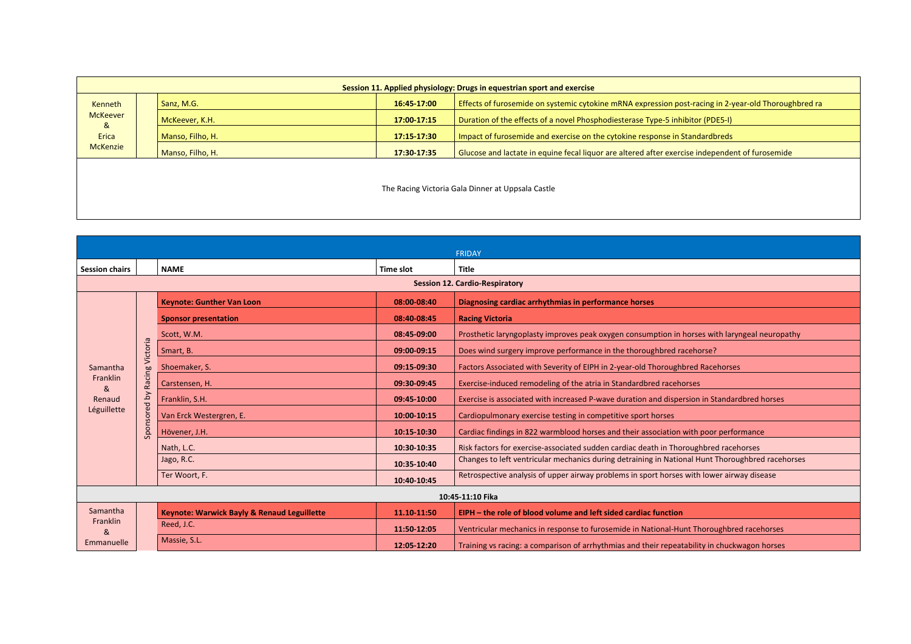| Session 11. Applied physiology: Drugs in equestrian sport and exercise | | | | |
|---|---|---|---|---|
| Kenneth McKeever & Erica McKenzie | | Sanz, M.G. | **16:45-17:00** | Effects of furosemide on systemic cytokine mRNA expression post-racing in 2-year-old Thoroughbred ra |
| | | McKeever, K.H. | **17:00-17:15** | Duration of the effects of a novel Phosphodiesterase Type-5 inhibitor (PDE5-I) |
| | | Manso, Filho, H. | **17:15-17:30** | Impact of furosemide and exercise on the cytokine response in Standardbreds |
| | | Manso, Filho, H. | **17:30-17:35** | Glucose and lactate in equine fecal liquor are altered after exercise independent of furosemide |

The Racing Victoria Gala Dinner at Uppsala Castle

| FRIDAY | | | | |
|---|---|---|---|---|
| **Session chairs** | | **NAME** | **Time slot** | **Title** |
| **Session 12. Cardio-Respiratory** | | | | |
| Samantha Franklin & Renaud Léguillette | Sponsored by Racing Victoria | **Keynote: Gunther Van Loon** | **08:00-08:40** | **Diagnosing cardiac arrhythmias in performance horses** |
| | | **Sponsor presentation** | **08:40-08:45** | **Racing Victoria** |
| | | Scott, W.M. | **08:45-09:00** | Prosthetic laryngoplasty improves peak oxygen consumption in horses with laryngeal neuropathy |
| | | Smart, B. | **09:00-09:15** | Does wind surgery improve performance in the thoroughbred racehorse? |
| | | Shoemaker, S. | **09:15-09:30** | Factors Associated with Severity of EIPH in 2-year-old Thoroughbred Racehorses |
| | | Carstensen, H. | **09:30-09:45** | Exercise-induced remodeling of the atria in Standardbred racehorses |
| | | Franklin, S.H. | **09:45-10:00** | Exercise is associated with increased P-wave duration and dispersion in Standardbred horses |
| | | Van Erck Westergren, E. | **10:00-10:15** | Cardiopulmonary exercise testing in competitive sport horses |
| | | Hövener, J.H. | **10:15-10:30** | Cardiac findings in 822 warmblood horses and their association with poor performance |
| | | Nath, L.C. | **10:30-10:35** | Risk factors for exercise-associated sudden cardiac death in Thoroughbred racehorses |
| | | Jago, R.C. | **10:35-10:40** | Changes to left ventricular mechanics during detraining in National Hunt Thoroughbred racehorses |
| | | Ter Woort, F. | **10:40-10:45** | Retrospective analysis of upper airway problems in sport horses with lower airway disease |
| **10:45-11:10 Fika** | | | | |
| Samantha Franklin & Emmanuelle | | **Keynote: Warwick Bayly & Renaud Leguillette** | **11.10-11:50** | **EIPH – the role of blood volume and left sided cardiac function** |
| | | Reed, J.C. | **11:50-12:05** | Ventricular mechanics in response to furosemide in National-Hunt Thoroughbred racehorses |
| | | Massie, S.L. | **12:05-12:20** | Training vs racing: a comparison of arrhythmias and their repeatability in chuckwagon horses |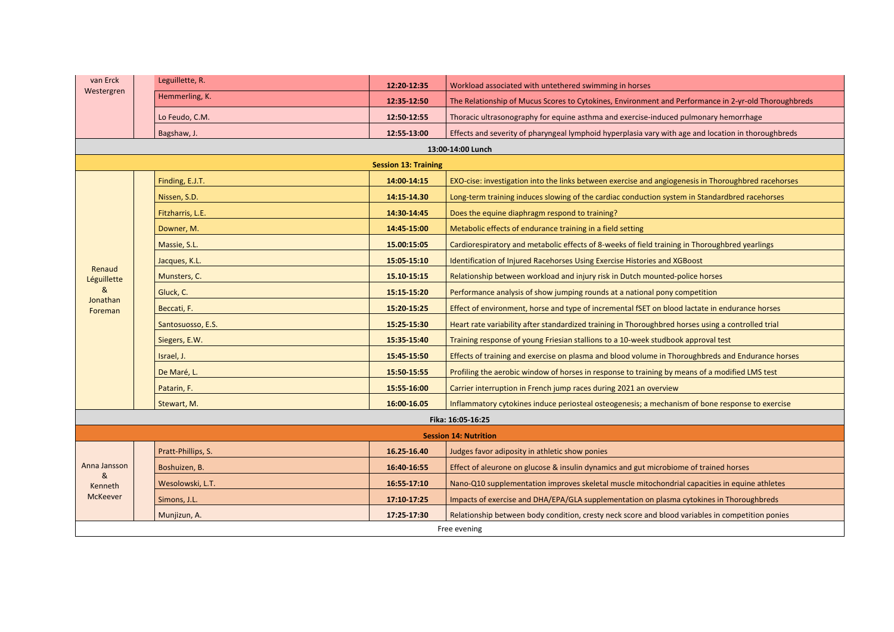| | | | |
|---|---|---|---|
| van Erck Westergren | Leguillette, R. | 12:20-12:35 | Workload associated with untethered swimming in horses |
| | Hemmerling, K. | 12:35-12:50 | The Relationship of Mucus Scores to Cytokines, Environment and Performance in 2-yr-old Thoroughbreds |
| | Lo Feudo, C.M. | 12:50-12:55 | Thoracic ultrasonography for equine asthma and exercise-induced pulmonary hemorrhage |
| | Bagshaw, J. | 12:55-13:00 | Effects and severity of pharyngeal lymphoid hyperplasia vary with age and location in thoroughbreds |
| | | **13:00-14:00 Lunch** | |
| | | **Session 13: Training** | |
| Renaud Léguillette & Jonathan Foreman | Finding, E.J.T. | 14:00-14:15 | EXO-cise: investigation into the links between exercise and angiogenesis in Thoroughbred racehorses |
| | Nissen, S.D. | 14:15-14.30 | Long-term training induces slowing of the cardiac conduction system in Standardbred racehorses |
| | Fitzharris, L.E. | 14:30-14:45 | Does the equine diaphragm respond to training? |
| | Downer, M. | 14:45-15:00 | Metabolic effects of endurance training in a field setting |
| | Massie, S.L. | 15.00:15:05 | Cardiorespiratory and metabolic effects of 8-weeks of field training in Thoroughbred yearlings |
| | Jacques, K.L. | 15:05-15:10 | Identification of Injured Racehorses Using Exercise Histories and XGBoost |
| | Munsters, C. | 15.10-15:15 | Relationship between workload and injury risk in Dutch mounted-police horses |
| | Gluck, C. | 15:15-15:20 | Performance analysis of show jumping rounds at a national pony competition |
| | Beccati, F. | 15:20-15:25 | Effect of environment, horse and type of incremental fSET on blood lactate in endurance horses |
| | Santosuosso, E.S. | 15:25-15:30 | Heart rate variability after standardized training in Thoroughbred horses using a controlled trial |
| | Siegers, E.W. | 15:35-15:40 | Training response of young Friesian stallions to a 10-week studbook approval test |
| | Israel, J. | 15:45-15:50 | Effects of training and exercise on plasma and blood volume in Thoroughbreds and Endurance horses |
| | De Maré, L. | 15:50-15:55 | Profiling the aerobic window of horses in response to training by means of a modified LMS test |
| | Patarin, F. | 15:55-16:00 | Carrier interruption in French jump races during 2021 an overview |
| | Stewart, M. | 16:00-16.05 | Inflammatory cytokines induce periosteal osteogenesis; a mechanism of bone response to exercise |
| | | **Fika: 16:05-16:25** | |
| | | **Session 14: Nutrition** | |
| Anna Jansson & Kenneth McKeever | Pratt-Phillips, S. | 16.25-16.40 | Judges favor adiposity in athletic show ponies |
| | Boshuizen, B. | 16:40-16:55 | Effect of aleurone on glucose & insulin dynamics and gut microbiome of trained horses |
| | Wesolowski, L.T. | 16:55-17:10 | Nano-Q10 supplementation improves skeletal muscle mitochondrial capacities in equine athletes |
| | Simons, J.L. | 17:10-17:25 | Impacts of exercise and DHA/EPA/GLA supplementation on plasma cytokines in Thoroughbreds |
| | Munjizun, A. | 17:25-17:30 | Relationship between body condition, cresty neck score and blood variables in competition ponies |
| | | Free evening | |